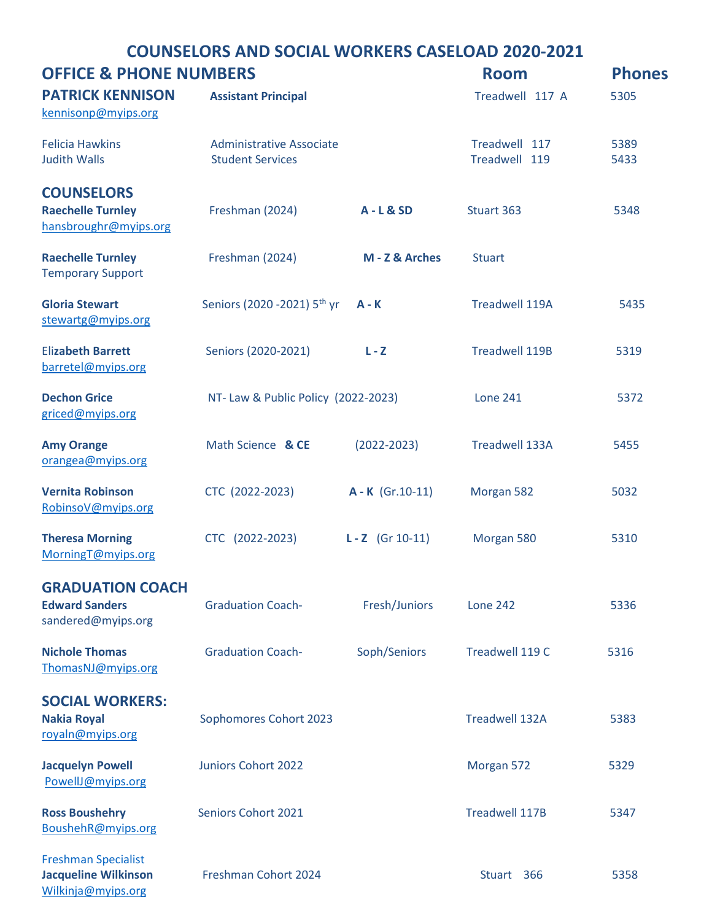# COUNSELORS AND SOCIAL WORKERS CASELOAD 2020-2021

## OFFICE & PHONE NUMBERS

| Name | Title | Caseload | Room | Phones |
|---|---|---|---|---|
| **PATRICK KENNISON** kennisonp@myips.org | **Assistant Principal** | | Treadwell 117 A | 5305 |
| Felicia Hawkins | Administrative Associate | | Treadwell 117 | 5389 |
| Judith Walls | Student Services | | Treadwell 119 | 5433 |

## COUNSELORS

| Name | Group | Caseload | Room | Phones |
|---|---|---|---|---|
| **Raechelle Turnley** hansbroughr@myips.org | Freshman (2024) | **A - L & SD** | Stuart 363 | 5348 |
| **Raechelle Turnley** Temporary Support | Freshman (2024) | **M - Z & Arches** | Stuart | |
| **Gloria Stewart** stewartg@myips.org | Seniors (2020 -2021) 5th yr | **A - K** | Treadwell 119A | 5435 |
| **Elizabeth Barrett** barretel@myips.org | Seniors (2020-2021) | **L - Z** | Treadwell 119B | 5319 |
| **Dechon Grice** griced@myips.org | NT- Law & Public Policy (2022-2023) | | Lone 241 | 5372 |
| **Amy Orange** orangea@myips.org | Math Science **& CE** | (2022-2023) | Treadwell 133A | 5455 |
| **Vernita Robinson** RobinsoV@myips.org | CTC (2022-2023) | **A - K** (Gr.10-11) | Morgan 582 | 5032 |
| **Theresa Morning** MorningT@myips.org | CTC (2022-2023) | **L - Z** (Gr 10-11) | Morgan 580 | 5310 |

## GRADUATION COACH

| Name | Title | Caseload | Room | Phones |
|---|---|---|---|---|
| **Edward Sanders** sandered@myips.org | Graduation Coach- | Fresh/Juniors | Lone 242 | 5336 |
| **Nichole Thomas** ThomasNJ@myips.org | Graduation Coach- | Soph/Seniors | Treadwell 119 C | 5316 |

## SOCIAL WORKERS:

| Name | Caseload | Room | Phones |
|---|---|---|---|
| **Nakia Royal** royaln@myips.org | Sophomores Cohort 2023 | Treadwell 132A | 5383 |
| **Jacquelyn Powell** PowellJ@myips.org | Juniors Cohort 2022 | Morgan 572 | 5329 |
| **Ross Boushehry** BoushehR@myips.org | Seniors Cohort 2021 | Treadwell 117B | 5347 |
| Freshman Specialist **Jacqueline Wilkinson** Wilkinja@myips.org | Freshman Cohort 2024 | Stuart 366 | 5358 |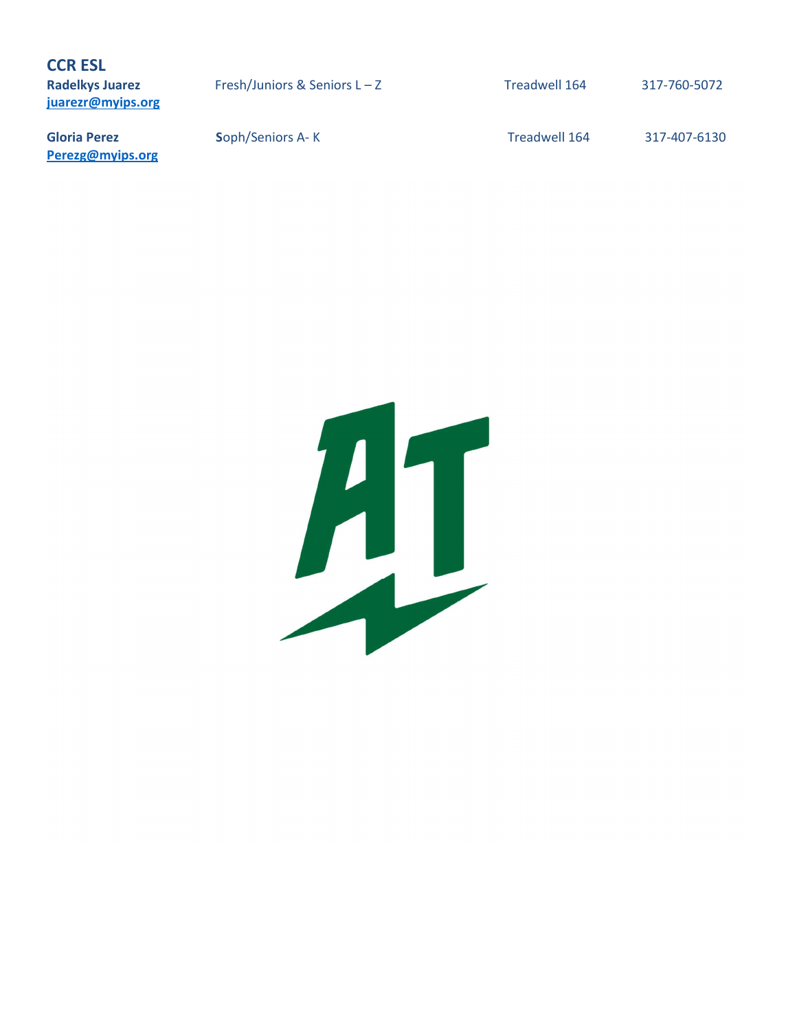## CCR ESL

| | | | |
|---|---|---|---|
| **Radelkys Juarez** [juarezr@myips.org](mailto:juarezr@myips.org) | Fresh/Juniors & Seniors L – Z | Treadwell 164 | 317-760-5072 |
| **Gloria Perez** [Perezg@myips.org](mailto:Perezg@myips.org) | **S**oph/Seniors A- K | Treadwell 164 | 317-407-6130 |